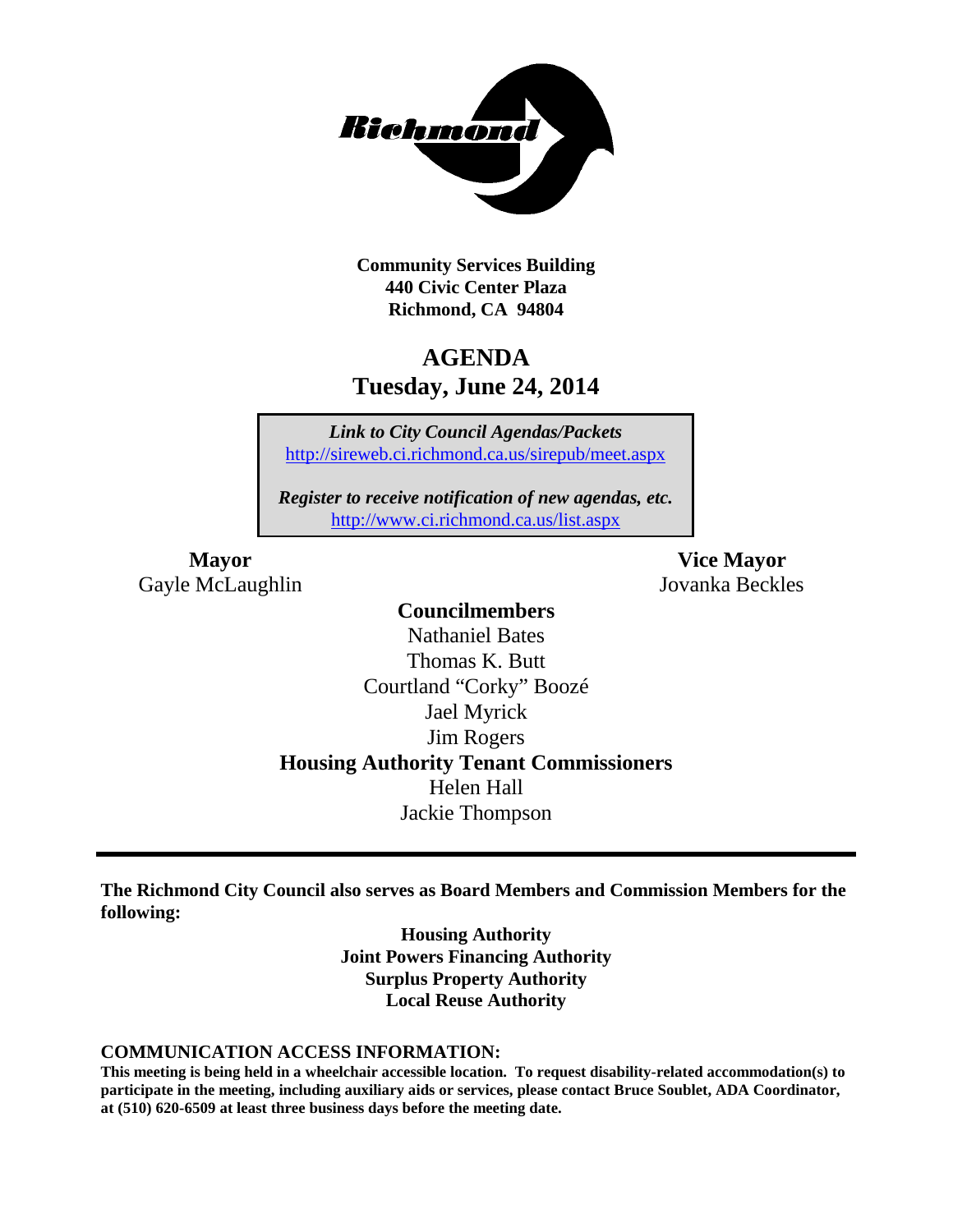**Community Services Building**
**440 Civic Center Plaza**
**Richmond, CA 94804**

# AGENDA
## Tuesday, June 24, 2014

*Link to City Council Agendas/Packets*
http://sireweb.ci.richmond.ca.us/sirepub/meet.aspx

*Register to receive notification of new agendas, etc.*
http://www.ci.richmond.ca.us/list.aspx

**Mayor**
Gayle McLaughlin

**Vice Mayor**
Jovanka Beckles

**Councilmembers**
Nathaniel Bates
Thomas K. Butt
Courtland "Corky" Boozé
Jael Myrick
Jim Rogers

**Housing Authority Tenant Commissioners**
Helen Hall
Jackie Thompson

---

**The Richmond City Council also serves as Board Members and Commission Members for the following:**

**Housing Authority**
**Joint Powers Financing Authority**
**Surplus Property Authority**
**Local Reuse Authority**

**COMMUNICATION ACCESS INFORMATION:**

**This meeting is being held in a wheelchair accessible location. To request disability-related accommodation(s) to participate in the meeting, including auxiliary aids or services, please contact Bruce Soublet, ADA Coordinator, at (510) 620-6509 at least three business days before the meeting date.**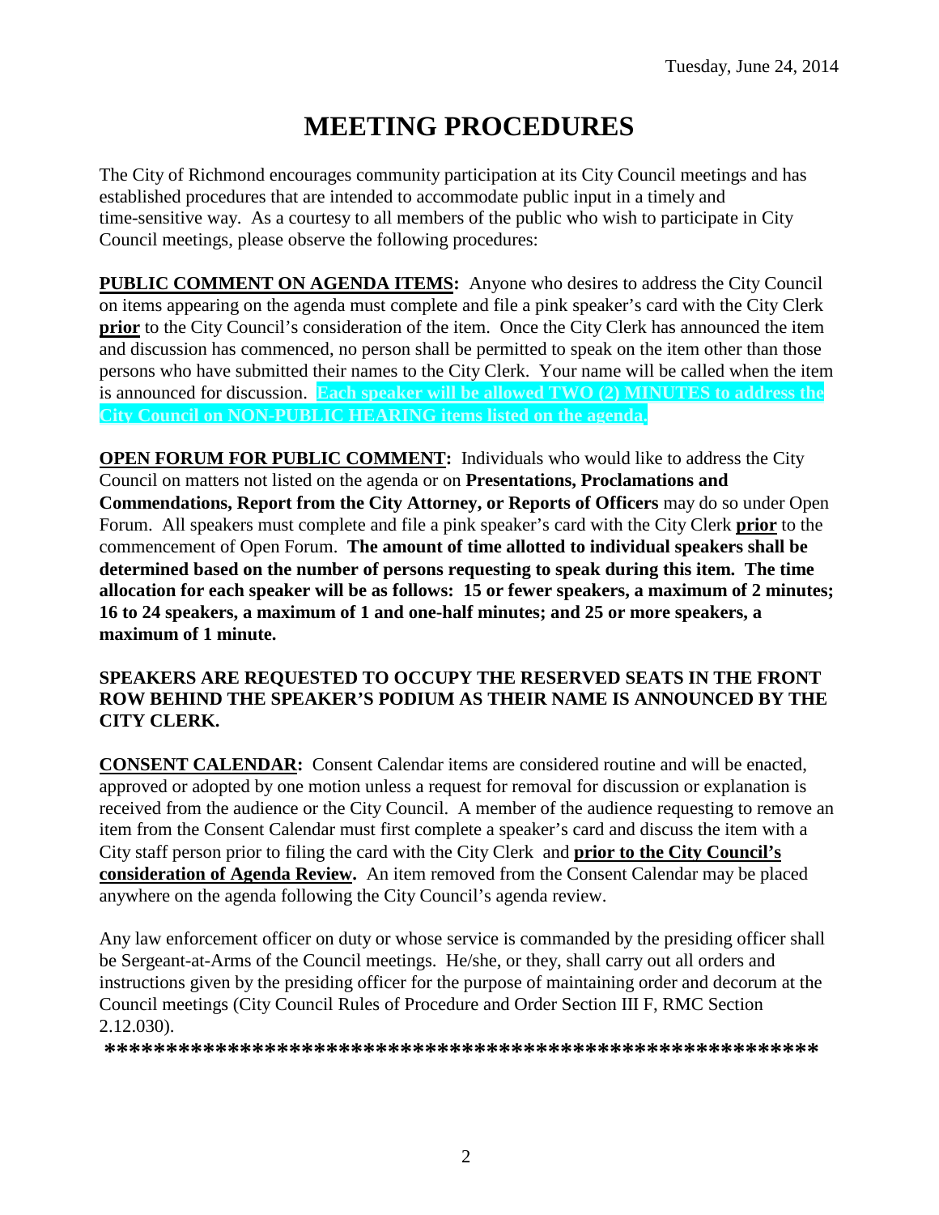Tuesday, June 24, 2014

# MEETING PROCEDURES

The City of Richmond encourages community participation at its City Council meetings and has established procedures that are intended to accommodate public input in a timely and time-sensitive way. As a courtesy to all members of the public who wish to participate in City Council meetings, please observe the following procedures:

**PUBLIC COMMENT ON AGENDA ITEMS:** Anyone who desires to address the City Council on items appearing on the agenda must complete and file a pink speaker's card with the City Clerk **prior** to the City Council's consideration of the item. Once the City Clerk has announced the item and discussion has commenced, no person shall be permitted to speak on the item other than those persons who have submitted their names to the City Clerk. Your name will be called when the item is announced for discussion. **Each speaker will be allowed TWO (2) MINUTES to address the City Council on NON-PUBLIC HEARING items listed on the agenda.**

**OPEN FORUM FOR PUBLIC COMMENT:** Individuals who would like to address the City Council on matters not listed on the agenda or on **Presentations, Proclamations and Commendations, Report from the City Attorney, or Reports of Officers** may do so under Open Forum. All speakers must complete and file a pink speaker's card with the City Clerk **prior** to the commencement of Open Forum. **The amount of time allotted to individual speakers shall be determined based on the number of persons requesting to speak during this item. The time allocation for each speaker will be as follows: 15 or fewer speakers, a maximum of 2 minutes; 16 to 24 speakers, a maximum of 1 and one-half minutes; and 25 or more speakers, a maximum of 1 minute.**

**SPEAKERS ARE REQUESTED TO OCCUPY THE RESERVED SEATS IN THE FRONT ROW BEHIND THE SPEAKER'S PODIUM AS THEIR NAME IS ANNOUNCED BY THE CITY CLERK.**

**CONSENT CALENDAR:** Consent Calendar items are considered routine and will be enacted, approved or adopted by one motion unless a request for removal for discussion or explanation is received from the audience or the City Council. A member of the audience requesting to remove an item from the Consent Calendar must first complete a speaker's card and discuss the item with a City staff person prior to filing the card with the City Clerk and **prior to the City Council's consideration of Agenda Review.** An item removed from the Consent Calendar may be placed anywhere on the agenda following the City Council's agenda review.

Any law enforcement officer on duty or whose service is commanded by the presiding officer shall be Sergeant-at-Arms of the Council meetings. He/she, or they, shall carry out all orders and instructions given by the presiding officer for the purpose of maintaining order and decorum at the Council meetings (City Council Rules of Procedure and Order Section III F, RMC Section 2.12.030).

**\*\*\*\*\*\*\*\*\*\*\*\*\*\*\*\*\*\*\*\*\*\*\*\*\*\*\*\*\*\*\*\*\*\*\*\*\*\*\*\*\*\*\*\*\*\*\*\*\*\*\*\*\*\*\*\*\*\*\***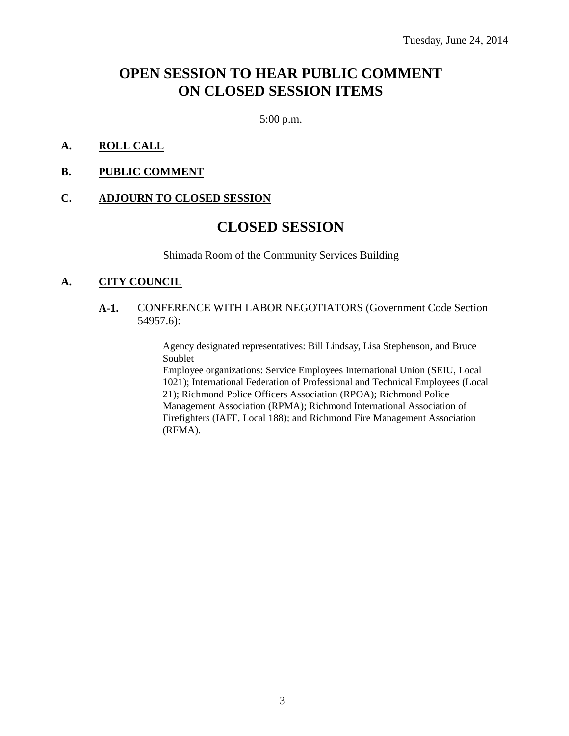Tuesday, June 24, 2014

# OPEN SESSION TO HEAR PUBLIC COMMENT ON CLOSED SESSION ITEMS

5:00 p.m.

**A. ROLL CALL**

**B. PUBLIC COMMENT**

**C. ADJOURN TO CLOSED SESSION**

# CLOSED SESSION

Shimada Room of the Community Services Building

**A. CITY COUNCIL**

**A-1.** CONFERENCE WITH LABOR NEGOTIATORS (Government Code Section 54957.6):

Agency designated representatives: Bill Lindsay, Lisa Stephenson, and Bruce Soublet
Employee organizations: Service Employees International Union (SEIU, Local 1021); International Federation of Professional and Technical Employees (Local 21); Richmond Police Officers Association (RPOA); Richmond Police Management Association (RPMA); Richmond International Association of Firefighters (IAFF, Local 188); and Richmond Fire Management Association (RFMA).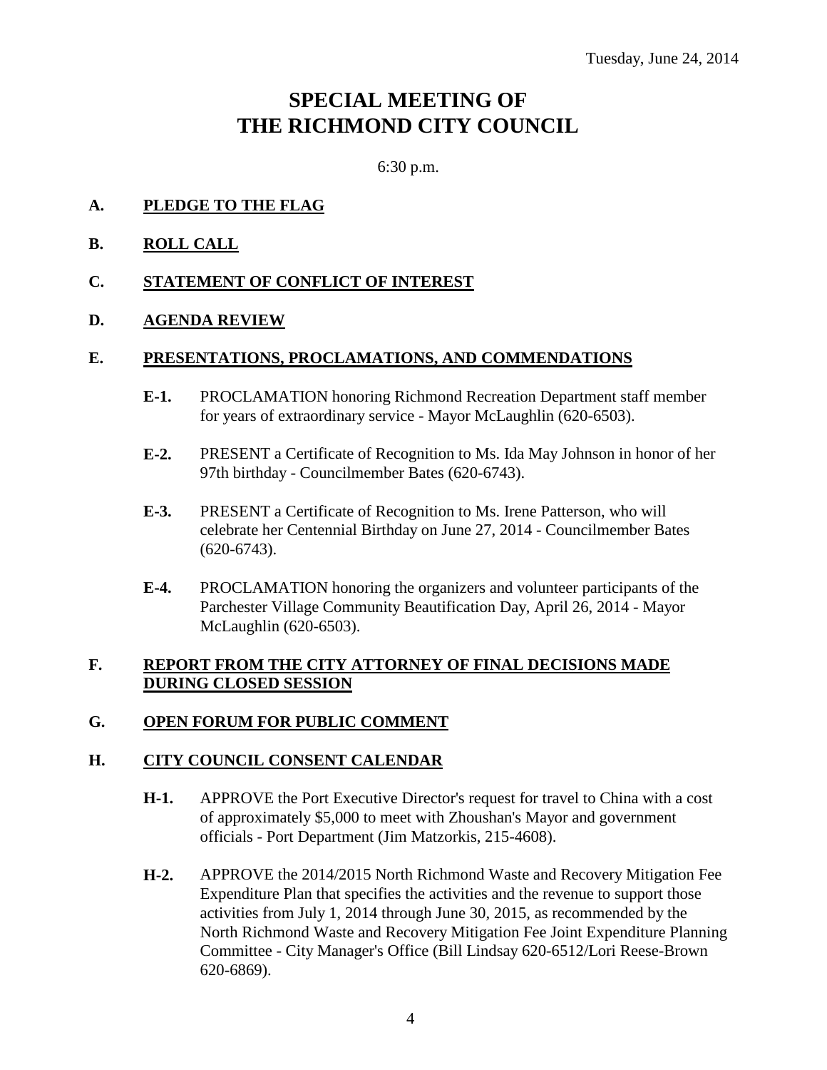Tuesday, June 24, 2014

# SPECIAL MEETING OF THE RICHMOND CITY COUNCIL

6:30 p.m.

**A. PLEDGE TO THE FLAG**

**B. ROLL CALL**

**C. STATEMENT OF CONFLICT OF INTEREST**

**D. AGENDA REVIEW**

**E. PRESENTATIONS, PROCLAMATIONS, AND COMMENDATIONS**

**E-1.** PROCLAMATION honoring Richmond Recreation Department staff member for years of extraordinary service - Mayor McLaughlin (620-6503).

**E-2.** PRESENT a Certificate of Recognition to Ms. Ida May Johnson in honor of her 97th birthday - Councilmember Bates (620-6743).

**E-3.** PRESENT a Certificate of Recognition to Ms. Irene Patterson, who will celebrate her Centennial Birthday on June 27, 2014 - Councilmember Bates (620-6743).

**E-4.** PROCLAMATION honoring the organizers and volunteer participants of the Parchester Village Community Beautification Day, April 26, 2014 - Mayor McLaughlin (620-6503).

**F. REPORT FROM THE CITY ATTORNEY OF FINAL DECISIONS MADE DURING CLOSED SESSION**

**G. OPEN FORUM FOR PUBLIC COMMENT**

**H. CITY COUNCIL CONSENT CALENDAR**

**H-1.** APPROVE the Port Executive Director's request for travel to China with a cost of approximately $5,000 to meet with Zhoushan's Mayor and government officials - Port Department (Jim Matzorkis, 215-4608).

**H-2.** APPROVE the 2014/2015 North Richmond Waste and Recovery Mitigation Fee Expenditure Plan that specifies the activities and the revenue to support those activities from July 1, 2014 through June 30, 2015, as recommended by the North Richmond Waste and Recovery Mitigation Fee Joint Expenditure Planning Committee - City Manager's Office (Bill Lindsay 620-6512/Lori Reese-Brown 620-6869).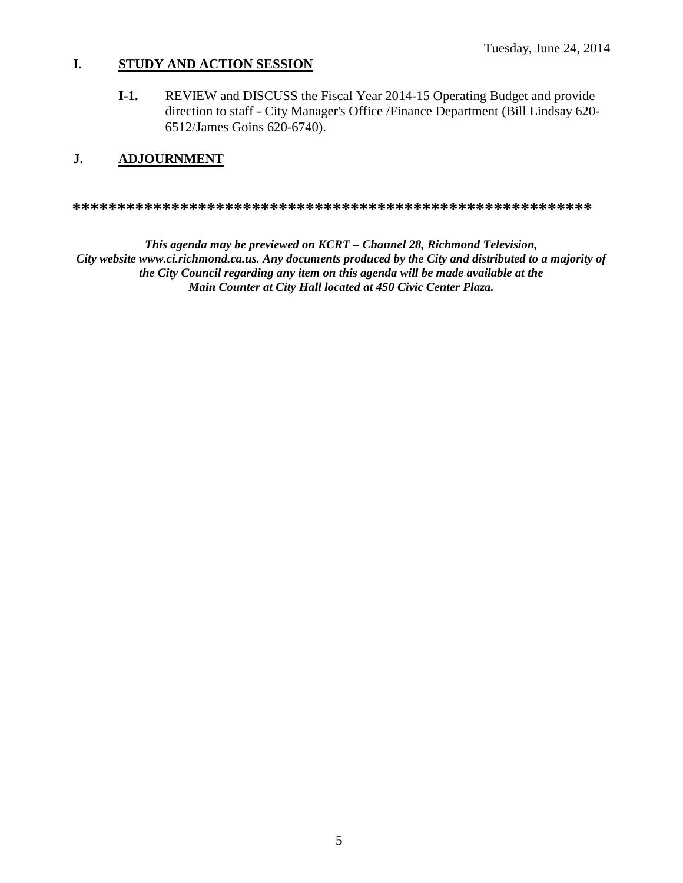Tuesday, June 24, 2014

## I. STUDY AND ACTION SESSION

**I-1.** REVIEW and DISCUSS the Fiscal Year 2014-15 Operating Budget and provide direction to staff - City Manager's Office /Finance Department (Bill Lindsay 620-6512/James Goins 620-6740).

## J. ADJOURNMENT

**\*\*\*\*\*\*\*\*\*\*\*\*\*\*\*\*\*\*\*\*\*\*\*\*\*\*\*\*\*\*\*\*\*\*\*\*\*\*\*\*\*\*\*\*\*\*\*\*\*\*\*\*\*\*\*\*\*\*\*\*\*\***

***This agenda may be previewed on KCRT – Channel 28, Richmond Television, City website www.ci.richmond.ca.us. Any documents produced by the City and distributed to a majority of the City Council regarding any item on this agenda will be made available at the Main Counter at City Hall located at 450 Civic Center Plaza.***